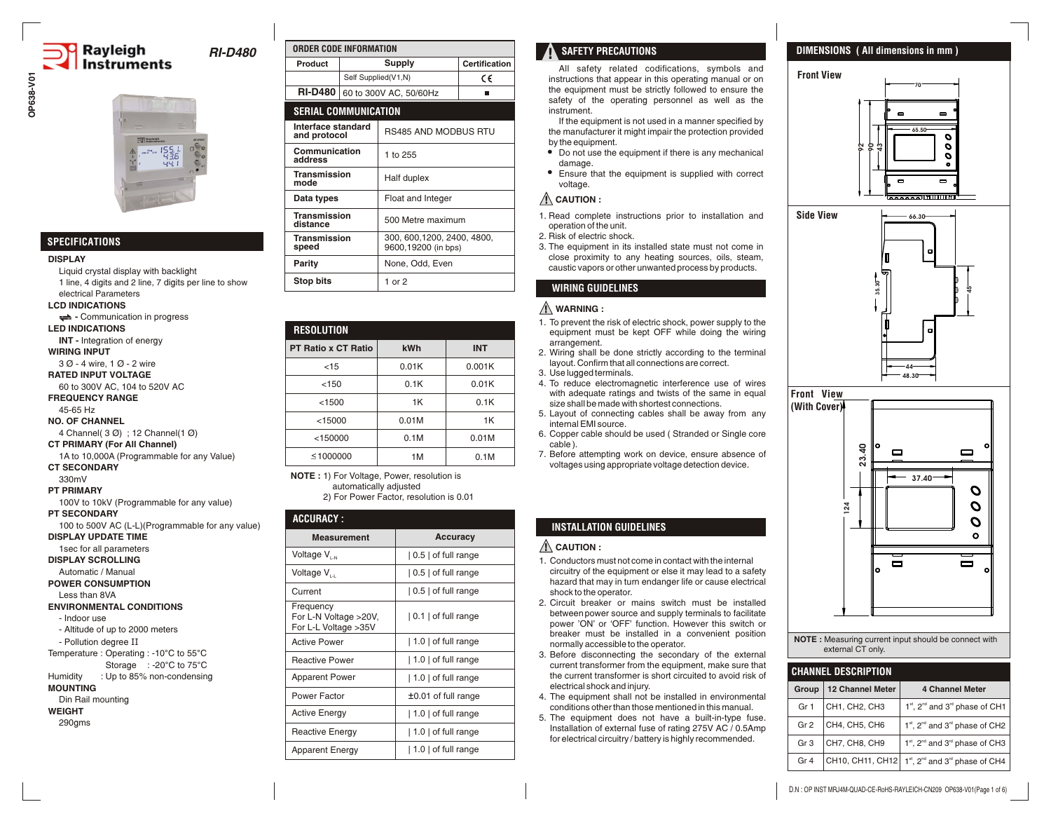**OP638-V01**

# Rayleigh Instruments

## RI-D480

## SPECIFICATIONS

**DISPLAY**

Liquid crystal display with backlight
1 line, 4 digits and 2 line, 7 digits per line to show electrical Parameters

**LCD INDICATIONS**

⇌ - Communication in progress

**LED INDICATIONS**

**INT -** Integration of energy

**WIRING INPUT**

3 Ø - 4 wire, 1 Ø - 2 wire

**RATED INPUT VOLTAGE**

60 to 300V AC, 104 to 520V AC

**FREQUENCY RANGE**

45-65 Hz

**NO. OF CHANNEL**

4 Channel( 3 Ø) ; 12 Channel(1 Ø)

**CT PRIMARY (For All Channel)**

1A to 10,000A (Programmable for any Value)

**CT SECONDARY**

330mV

**PT PRIMARY**

100V to 10kV (Programmable for any value)

**PT SECONDARY**

100 to 500V AC (L-L)(Programmable for any value)

**DISPLAY UPDATE TIME**

1sec for all parameters

**DISPLAY SCROLLING**

Automatic / Manual

**POWER CONSUMPTION**

Less than 8VA

**ENVIRONMENTAL CONDITIONS**

- Indoor use
- Altitude of up to 2000 meters
- Pollution degree II

Temperature : Operating : -10°C to 55°C
Storage : -20°C to 75°C
Humidity : Up to 85% non-condensing

**MOUNTING**

Din Rail mounting

**WEIGHT**

290gms

## ORDER CODE INFORMATION

| Product | Supply | Certification |
|---|---|---|
| | Self Supplied(V1,N) | CE |
| RI-D480 | 60 to 300V AC, 50/60Hz | ■ |

## SERIAL COMMUNICATION

| | |
|---|---|
| Interface standard and protocol | RS485 AND MODBUS RTU |
| Communication address | 1 to 255 |
| Transmission mode | Half duplex |
| Data types | Float and Integer |
| Transmission distance | 500 Metre maximum |
| Transmission speed | 300, 600,1200, 2400, 4800, 9600,19200 (in bps) |
| Parity | None, Odd, Even |
| Stop bits | 1 or 2 |

## RESOLUTION

| PT Ratio x CT Ratio | kWh | INT |
|---|---|---|
| <15 | 0.01K | 0.001K |
| <150 | 0.1K | 0.01K |
| <1500 | 1K | 0.1K |
| <15000 | 0.01M | 1K |
| <150000 | 0.1M | 0.01M |
| ≤1000000 | 1M | 0.1M |

**NOTE :** 1) For Voltage, Power, resolution is automatically adjusted
2) For Power Factor, resolution is 0.01

## ACCURACY :

| Measurement | Accuracy |
|---|---|
| Voltage $V_{L-N}$ | \| 0.5 \| of full range |
| Voltage $V_{L-L}$ | \| 0.5 \| of full range |
| Current | \| 0.5 \| of full range |
| Frequency For L-N Voltage >20V, For L-L Voltage >35V | \| 0.1 \| of full range |
| Active Power | \| 1.0 \| of full range |
| Reactive Power | \| 1.0 \| of full range |
| Apparent Power | \| 1.0 \| of full range |
| Power Factor | ±0.01 of full range |
| Active Energy | \| 1.0 \| of full range |
| Reactive Energy | \| 1.0 \| of full range |
| Apparent Energy | \| 1.0 \| of full range |

## SAFETY PRECAUTIONS

All safety related codifications, symbols and instructions that appear in this operating manual or on the equipment must be strictly followed to ensure the safety of the operating personnel as well as the instrument.

If the equipment is not used in a manner specified by the manufacturer it might impair the protection provided by the equipment.

- Do not use the equipment if there is any mechanical damage.
- Ensure that the equipment is supplied with correct voltage.

**CAUTION :**

1. Read complete instructions prior to installation and operation of the unit.
2. Risk of electric shock.
3. The equipment in its installed state must not come in close proximity to any heating sources, oils, steam, caustic vapors or other unwanted process by products.

## WIRING GUIDELINES

**WARNING :**

1. To prevent the risk of electric shock, power supply to the equipment must be kept OFF while doing the wiring arrangement.
2. Wiring shall be done strictly according to the terminal layout. Confirm that all connections are correct.
3. Use lugged terminals.
4. To reduce electromagnetic interference use of wires with adequate ratings and twists of the same in equal size shall be made with shortest connections.
5. Layout of connecting cables shall be away from any internal EMI source.
6. Copper cable should be used ( Stranded or Single core cable ).
7. Before attempting work on device, ensure absence of voltages using appropriate voltage detection device.

## INSTALLATION GUIDELINES

**CAUTION :**

1. Conductors must not come in contact with the internal circuitry of the equipment or else it may lead to a safety hazard that may in turn endanger life or cause electrical shock to the operator.
2. Circuit breaker or mains switch must be installed between power source and supply terminals to facilitate power 'ON' or 'OFF' function. However this switch or breaker must be installed in a convenient position normally accessible to the operator.
3. Before disconnecting the secondary of the external current transformer from the equipment, make sure that the current transformer is short circuited to avoid risk of electrical shock and injury.
4. The equipment shall not be installed in environmental conditions other than those mentioned in this manual.
5. The equipment does not have a built-in-type fuse. Installation of external fuse of rating 275V AC / 0.5Amp for electrical circuitry / battery is highly recommended.

## DIMENSIONS ( All dimensions in mm )

**Front View** — 70, 65.50, 92, 90, 43

**Side View** — 66.30, 35.30, 45, 44, 48.30

**Front View (With Cover)** — 23.40, 37.40, 124

**NOTE :** Measuring current input should be connect with external CT only.

## CHANNEL DESCRIPTION

| Group | 12 Channel Meter | 4 Channel Meter |
|---|---|---|
| Gr 1 | CH1, CH2, CH3 | 1st, 2nd and 3rd phase of CH1 |
| Gr 2 | CH4, CH5, CH6 | 1st, 2nd and 3rd phase of CH2 |
| Gr 3 | CH7, CH8, CH9 | 1st, 2nd and 3rd phase of CH3 |
| Gr 4 | CH10, CH11, CH12 | 1st, 2nd and 3rd phase of CH4 |

D.N : OP INST MRJ4M-QUAD-CE-RoHS-RAYLEICH-CN209 OP638-V01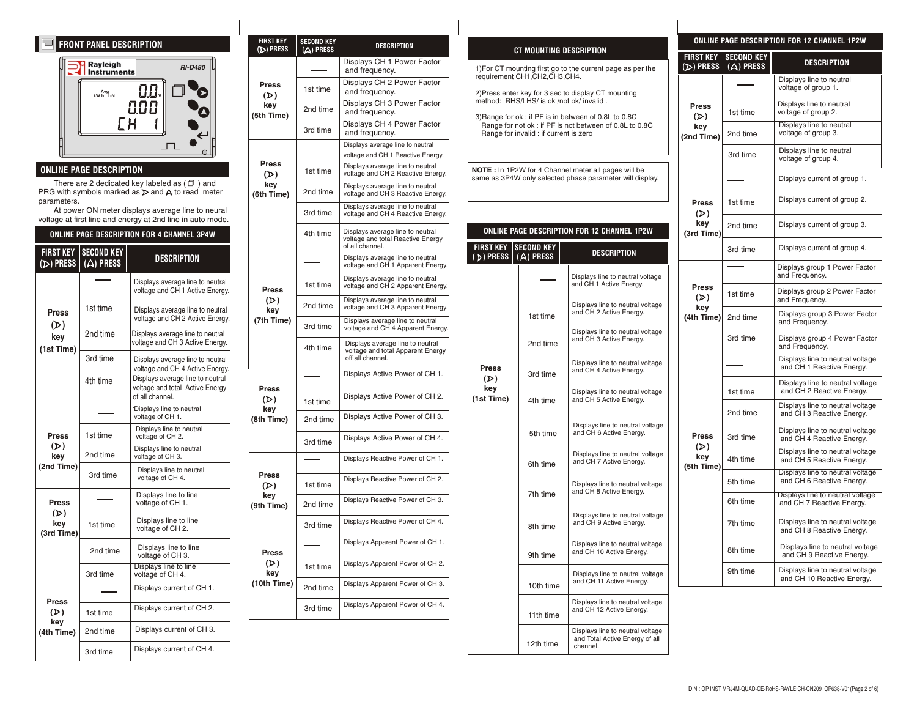## FRONT PANEL DESCRIPTION

Rayleigh Instruments RI-D480

## ONLINE PAGE DESCRIPTION

There are 2 dedicated key labeled as ( ❐ ) and PRG with symbols marked as ▷ and ⋀ to read meter parameters.

At power ON meter displays average line to neutral voltage at first line and energy at 2nd line in auto mode.

### ONLINE PAGE DESCRIPTION FOR 4 CHANNEL 3P4W

| FIRST KEY (▷) PRESS | SECOND KEY (⋀) PRESS | DESCRIPTION |
|---|---|---|
| Press (▷) key (1st Time) | —— | Displays average line to neutral voltage and CH 1 Active Energy. |
| | 1st time | Displays average line to neutral voltage and CH 2 Active Energy. |
| | 2nd time | Displays average line to neutral voltage and CH 3 Active Energy. |
| | 3rd time | Displays average line to neutral voltage and CH 4 Active Energy. |
| | 4th time | Displays average line to neutral voltage and total Active Energy of all channel. |
| Press (▷) key (2nd Time) | —— | Displays line to neutral voltage of CH 1. |
| | 1st time | Displays line to neutral voltage of CH 2. |
| | 2nd time | Displays line to neutral voltage of CH 3. |
| | 3rd time | Displays line to neutral voltage of CH 4. |
| Press (▷) key (3rd Time) | —— | Displays line to line voltage of CH 1. |
| | 1st time | Displays line to line voltage of CH 2. |
| | 2nd time | Displays line to line voltage of CH 3. |
| | 3rd time | Displays line to line voltage of CH 4. |
| Press (▷) key (4th Time) | —— | Displays current of CH 1. |
| | 1st time | Displays current of CH 2. |
| | 2nd time | Displays current of CH 3. |
| | 3rd time | Displays current of CH 4. |
| Press (▷) key (5th Time) | —— | Displays CH 1 Power Factor and frequency. |
| | 1st time | Displays CH 2 Power Factor and frequency. |
| | 2nd time | Displays CH 3 Power Factor and frequency. |
| | 3rd time | Displays CH 4 Power Factor and frequency. |
| Press (▷) key (6th Time) | —— | Displays average line to neutral voltage and CH 1 Reactive Energy. |
| | 1st time | Displays average line to neutral voltage and CH 2 Reactive Energy. |
| | 2nd time | Displays average line to neutral voltage and CH 3 Reactive Energy. |
| | 3rd time | Displays average line to neutral voltage and CH 4 Reactive Energy. |
| | 4th time | Displays average line to neutral voltage and total Reactive Energy of all channel. |
| Press (▷) key (7th Time) | —— | Displays average line to neutral voltage and CH 1 Apparent Energy. |
| | 1st time | Displays average line to neutral voltage and CH 2 Apparent Energy. |
| | 2nd time | Displays average line to neutral voltage and CH 3 Apparent Energy. |
| | 3rd time | Displays average line to neutral voltage and CH 4 Apparent Energy. |
| | 4th time | Displays average line to neutral voltage and total Apparent Energy off all channel. |
| Press (▷) key (8th Time) | —— | Displays Active Power of CH 1. |
| | 1st time | Displays Active Power of CH 2. |
| | 2nd time | Displays Active Power of CH 3. |
| | 3rd time | Displays Active Power of CH 4. |
| Press (▷) key (9th Time) | —— | Displays Reactive Power of CH 1. |
| | 1st time | Displays Reactive Power of CH 2. |
| | 2nd time | Displays Reactive Power of CH 3. |
| | 3rd time | Displays Reactive Power of CH 4. |
| Press (▷) key (10th Time) | —— | Displays Apparent Power of CH 1. |
| | 1st time | Displays Apparent Power of CH 2. |
| | 2nd time | Displays Apparent Power of CH 3. |
| | 3rd time | Displays Apparent Power of CH 4. |

## CT MOUNTING DESCRIPTION

1)For CT mounting first go to the current page as per the requirement CH1,CH2,CH3,CH4.

2)Press enter key for 3 sec to display CT mounting method: RHS/LHS/ is ok /not ok/ invalid .

3)Range for ok : if PF is in between of 0.8L to 0.8C
Range for not ok : if PF is not between of 0.8L to 0.8C
Range for invalid : if current is zero

**NOTE :** In 1P2W for 4 Channel meter all pages will be same as 3P4W only selected phase parameter will display.

### ONLINE PAGE DESCRIPTION FOR 12 CHANNEL 1P2W

| FIRST KEY (▷) PRESS | SECOND KEY (⋀) PRESS | DESCRIPTION |
|---|---|---|
| Press (▷) key (1st Time) | —— | Displays line to neutral voltage and CH 1 Active Energy. |
| | 1st time | Displays line to neutral voltage and CH 2 Active Energy. |
| | 2nd time | Displays line to neutral voltage and CH 3 Active Energy. |
| | 3rd time | Displays line to neutral voltage and CH 4 Active Energy. |
| | 4th time | Displays line to neutral voltage and CH 5 Active Energy. |
| | 5th time | Displays line to neutral voltage and CH 6 Active Energy. |
| | 6th time | Displays line to neutral voltage and CH 7 Active Energy. |
| | 7th time | Displays line to neutral voltage and CH 8 Active Energy. |
| | 8th time | Displays line to neutral voltage and CH 9 Active Energy. |
| | 9th time | Displays line to neutral voltage and CH 10 Active Energy. |
| | 10th time | Displays line to neutral voltage and CH 11 Active Energy. |
| | 11th time | Displays line to neutral voltage and CH 12 Active Energy. |
| | 12th time | Displays line to neutral voltage and Total Active Energy of all channel. |
| Press (▷) key (2nd Time) | —— | Displays line to neutral voltage of group 1. |
| | 1st time | Displays line to neutral voltage of group 2. |
| | 2nd time | Displays line to neutral voltage of group 3. |
| | 3rd time | Displays line to neutral voltage of group 4. |
| Press (▷) key (3rd Time) | —— | Displays current of group 1. |
| | 1st time | Displays current of group 2. |
| | 2nd time | Displays current of group 3. |
| | 3rd time | Displays current of group 4. |
| Press (▷) key (4th Time) | —— | Displays group 1 Power Factor and Frequency. |
| | 1st time | Displays group 2 Power Factor and Frequency. |
| | 2nd time | Displays group 3 Power Factor and Frequency. |
| | 3rd time | Displays group 4 Power Factor and Frequency. |
| Press (▷) key (5th Time) | —— | Displays line to neutral voltage and CH 1 Reactive Energy. |
| | 1st time | Displays line to neutral voltage and CH 2 Reactive Energy. |
| | 2nd time | Displays line to neutral voltage and CH 3 Reactive Energy. |
| | 3rd time | Displays line to neutral voltage and CH 4 Reactive Energy. |
| | 4th time | Displays line to neutral voltage and CH 5 Reactive Energy. |
| | 5th time | Displays line to neutral voltage and CH 6 Reactive Energy. |
| | 6th time | Displays line to neutral voltage and CH 7 Reactive Energy. |
| | 7th time | Displays line to neutral voltage and CH 8 Reactive Energy. |
| | 8th time | Displays line to neutral voltage and CH 9 Reactive Energy. |
| | 9th time | Displays line to neutral voltage and CH 10 Reactive Energy. |

D.N : OP INST MRJ4M-QUAD-CE-RoHS-RAYLEICH-CN209 OP638-V01(Page 2 of 6)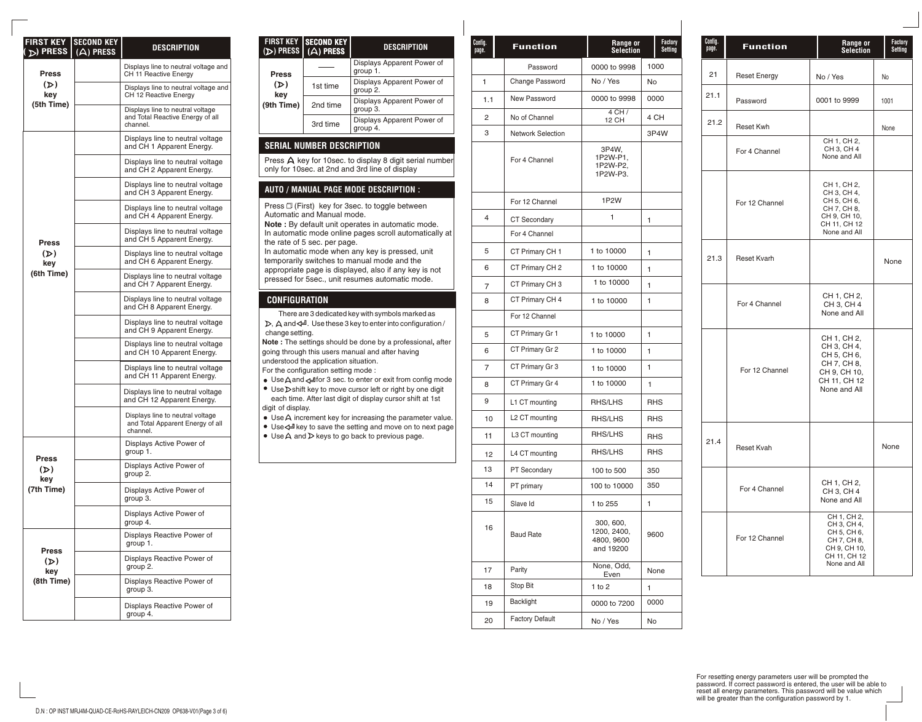| FIRST KEY (▷) PRESS | SECOND KEY (A) PRESS | DESCRIPTION |
|---|---|---|
| Press (▷) key (5th Time) | | Displays line to neutral voltage and CH 11 Reactive Energy |
| | | Displays line to neutral voltage and CH 12 Reactive Energy |
| | | Displays line to neutral voltage and Total Reactive Energy of all channel. |
| Press (▷) key (6th Time) | | Displays line to neutral voltage and CH 1 Apparent Energy. |
| | | Displays line to neutral voltage and CH 2 Apparent Energy. |
| | | Displays line to neutral voltage and CH 3 Apparent Energy. |
| | | Displays line to neutral voltage and CH 4 Apparent Energy. |
| | | Displays line to neutral voltage and CH 5 Apparent Energy. |
| | | Displays line to neutral voltage and CH 6 Apparent Energy. |
| | | Displays line to neutral voltage and CH 7 Apparent Energy. |
| | | Displays line to neutral voltage and CH 8 Apparent Energy. |
| | | Displays line to neutral voltage and CH 9 Apparent Energy. |
| | | Displays line to neutral voltage and CH 10 Apparent Energy. |
| | | Displays line to neutral voltage and CH 11 Apparent Energy. |
| | | Displays line to neutral voltage and CH 12 Apparent Energy. |
| | | Displays line to neutral voltage and Total Apparent Energy of all channel. |
| Press (▷) key (7th Time) | | Displays Active Power of group 1. |
| | | Displays Active Power of group 2. |
| | | Displays Active Power of group 3. |
| | | Displays Active Power of group 4. |
| Press (▷) key (8th Time) | | Displays Reactive Power of group 1. |
| | | Displays Reactive Power of group 2. |
| | | Displays Reactive Power of group 3. |
| | | Displays Reactive Power of group 4. |

| FIRST KEY (▷) PRESS | SECOND KEY (A) PRESS | DESCRIPTION |
|---|---|---|
| Press (▷) key (9th Time) | —— | Displays Apparent Power of group 1. |
| | 1st time | Displays Apparent Power of group 2. |
| | 2nd time | Displays Apparent Power of group 3. |
| | 3rd time | Displays Apparent Power of group 4. |

## SERIAL NUMBER DESCRIPTION

Press A key for 10sec. to display 8 digit serial number only for 10sec. at 2nd and 3rd line of display

## AUTO / MANUAL PAGE MODE DESCRIPTION :

Press ☐ (First) key for 3sec. to toggle between Automatic and Manual mode.

**Note :** By default unit operates in automatic mode. In automatic mode online pages scroll automatically at the rate of 5 sec. per page.

In automatic mode when any key is pressed, unit temporarily switches to manual mode and the appropriate page is displayed, also if any key is not pressed for 5sec., unit resumes automatic mode.

## CONFIGURATION

There are 3 dedicated key with symbols marked as ▷, A and ↵. Use these 3 key to enter into configuration / change setting.

**Note :** The settings should be done by a professional, after going through this users manual and after having understood the application situation.

For the configuration setting mode :

- Use A and ↵ for 3 sec. to enter or exit from config mode
- Use ▷ shift key to move cursor left or right by one digit each time. After last digit of display cursor shift at 1st digit of display.
- Use A increment key for increasing the parameter value.
- Use ↵ key to save the setting and move on to next page
- Use A and ▷ keys to go back to previous page.

| Config. page. | Function | Range or Selection | Factory Setting |
|---|---|---|---|
| | Password | 0000 to 9998 | 1000 |
| 1 | Change Password | No / Yes | No |
| 1.1 | New Password | 0000 to 9998 | 0000 |
| 2 | No of Channel | 4 CH / 12 CH | 4 CH |
| 3 | Network Selection | | 3P4W |
| | For 4 Channel | 3P4W, 1P2W-P1, 1P2W-P2, 1P2W-P3. | |
| | For 12 Channel | 1P2W | |
| 4 | CT Secondary | 1 | 1 |
| | For 4 Channel | | |
| 5 | CT Primary CH 1 | 1 to 10000 | 1 |
| 6 | CT Primary CH 2 | 1 to 10000 | 1 |
| 7 | CT Primary CH 3 | 1 to 10000 | 1 |
| 8 | CT Primary CH 4 | 1 to 10000 | 1 |
| | For 12 Channel | | |
| 5 | CT Primary Gr 1 | 1 to 10000 | 1 |
| 6 | CT Primary Gr 2 | 1 to 10000 | 1 |
| 7 | CT Primary Gr 3 | 1 to 10000 | 1 |
| 8 | CT Primary Gr 4 | 1 to 10000 | 1 |
| 9 | L1 CT mounting | RHS/LHS | RHS |
| 10 | L2 CT mounting | RHS/LHS | RHS |
| 11 | L3 CT mounting | RHS/LHS | RHS |
| 12 | L4 CT mounting | RHS/LHS | RHS |
| 13 | PT Secondary | 100 to 500 | 350 |
| 14 | PT primary | 100 to 10000 | 350 |
| 15 | Slave Id | 1 to 255 | 1 |
| 16 | Baud Rate | 300, 600, 1200, 2400, 4800, 9600 and 19200 | 9600 |
| 17 | Parity | None, Odd, Even | None |
| 18 | Stop Bit | 1 to 2 | 1 |
| 19 | Backlight | 0000 to 7200 | 0000 |
| 20 | Factory Default | No / Yes | No |

| Config. page. | Function | Range or Selection | Factory Setting |
|---|---|---|---|
| 21 | Reset Energy | No / Yes | No |
| 21.1 | Password | 0001 to 9999 | 1001 |
| 21.2 | Reset Kwh | | None |
| | For 4 Channel | CH 1, CH 2, CH 3, CH 4 None and All | |
| | For 12 Channel | CH 1, CH 2, CH 3, CH 4, CH 5, CH 6, CH 7, CH 8, CH 9, CH 10, CH 11, CH 12 None and All | |
| 21.3 | Reset Kvarh | | None |
| | For 4 Channel | CH 1, CH 2, CH 3, CH 4 None and All | |
| | For 12 Channel | CH 1, CH 2, CH 3, CH 4, CH 5, CH 6, CH 7, CH 8, CH 9, CH 10, CH 11, CH 12 None and All | |
| 21.4 | Reset Kvah | | None |
| | For 4 Channel | CH 1, CH 2, CH 3, CH 4 None and All | |
| | For 12 Channel | CH 1, CH 2, CH 3, CH 4, CH 5, CH 6, CH 7, CH 8, CH 9, CH 10, CH 11, CH 12 None and All | |

For resetting energy parameters user will be prompted the password. If correct password is entered, the user will be able to reset all energy parameters. This password will be value which will be greater than the configuration password by 1.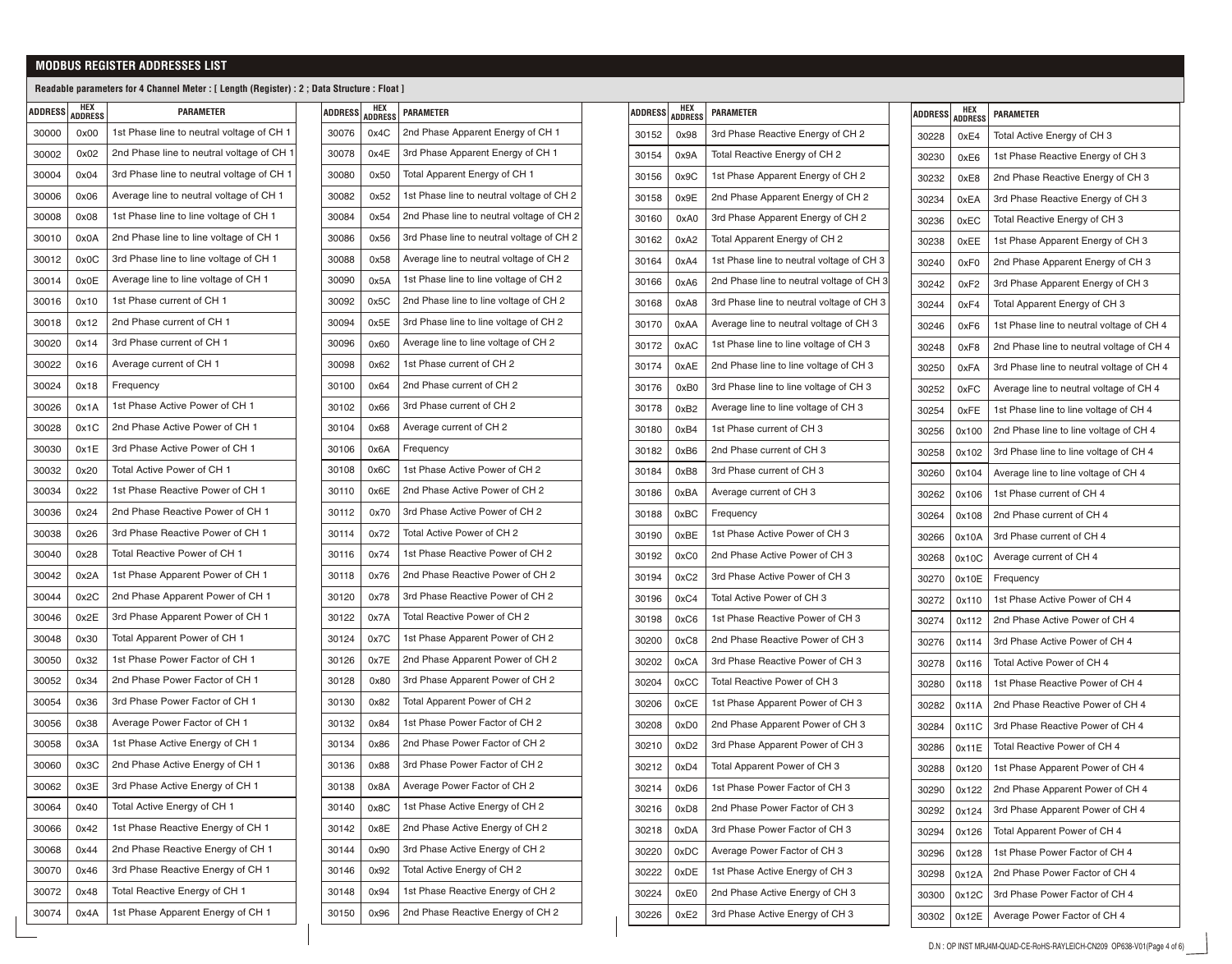## MODBUS REGISTER ADDRESSES LIST

**Readable parameters for 4 Channel Meter : [ Length (Register) : 2 ; Data Structure : Float ]**

| ADDRESS | HEX ADDRESS | PARAMETER |
|---|---|---|
| 30000 | 0x00 | 1st Phase line to neutral voltage of CH 1 |
| 30002 | 0x02 | 2nd Phase line to neutral voltage of CH 1 |
| 30004 | 0x04 | 3rd Phase line to neutral voltage of CH 1 |
| 30006 | 0x06 | Average line to neutral voltage of CH 1 |
| 30008 | 0x08 | 1st Phase line to line voltage of CH 1 |
| 30010 | 0x0A | 2nd Phase line to line voltage of CH 1 |
| 30012 | 0x0C | 3rd Phase line to line voltage of CH 1 |
| 30014 | 0x0E | Average line to line voltage of CH 1 |
| 30016 | 0x10 | 1st Phase current of CH 1 |
| 30018 | 0x12 | 2nd Phase current of CH 1 |
| 30020 | 0x14 | 3rd Phase current of CH 1 |
| 30022 | 0x16 | Average current of CH 1 |
| 30024 | 0x18 | Frequency |
| 30026 | 0x1A | 1st Phase Active Power of CH 1 |
| 30028 | 0x1C | 2nd Phase Active Power of CH 1 |
| 30030 | 0x1E | 3rd Phase Active Power of CH 1 |
| 30032 | 0x20 | Total Active Power of CH 1 |
| 30034 | 0x22 | 1st Phase Reactive Power of CH 1 |
| 30036 | 0x24 | 2nd Phase Reactive Power of CH 1 |
| 30038 | 0x26 | 3rd Phase Reactive Power of CH 1 |
| 30040 | 0x28 | Total Reactive Power of CH 1 |
| 30042 | 0x2A | 1st Phase Apparent Power of CH 1 |
| 30044 | 0x2C | 2nd Phase Apparent Power of CH 1 |
| 30046 | 0x2E | 3rd Phase Apparent Power of CH 1 |
| 30048 | 0x30 | Total Apparent Power of CH 1 |
| 30050 | 0x32 | 1st Phase Power Factor of CH 1 |
| 30052 | 0x34 | 2nd Phase Power Factor of CH 1 |
| 30054 | 0x36 | 3rd Phase Power Factor of CH 1 |
| 30056 | 0x38 | Average Power Factor of CH 1 |
| 30058 | 0x3A | 1st Phase Active Energy of CH 1 |
| 30060 | 0x3C | 2nd Phase Active Energy of CH 1 |
| 30062 | 0x3E | 3rd Phase Active Energy of CH 1 |
| 30064 | 0x40 | Total Active Energy of CH 1 |
| 30066 | 0x42 | 1st Phase Reactive Energy of CH 1 |
| 30068 | 0x44 | 2nd Phase Reactive Energy of CH 1 |
| 30070 | 0x46 | 3rd Phase Reactive Energy of CH 1 |
| 30072 | 0x48 | Total Reactive Energy of CH 1 |
| 30074 | 0x4A | 1st Phase Apparent Energy of CH 1 |
| 30076 | 0x4C | 2nd Phase Apparent Energy of CH 1 |
| 30078 | 0x4E | 3rd Phase Apparent Energy of CH 1 |
| 30080 | 0x50 | Total Apparent Energy of CH 1 |
| 30082 | 0x52 | 1st Phase line to neutral voltage of CH 2 |
| 30084 | 0x54 | 2nd Phase line to neutral voltage of CH 2 |
| 30086 | 0x56 | 3rd Phase line to neutral voltage of CH 2 |
| 30088 | 0x58 | Average line to neutral voltage of CH 2 |
| 30090 | 0x5A | 1st Phase line to line voltage of CH 2 |
| 30092 | 0x5C | 2nd Phase line to line voltage of CH 2 |
| 30094 | 0x5E | 3rd Phase line to line voltage of CH 2 |
| 30096 | 0x60 | Average line to line voltage of CH 2 |
| 30098 | 0x62 | 1st Phase current of CH 2 |
| 30100 | 0x64 | 2nd Phase current of CH 2 |
| 30102 | 0x66 | 3rd Phase current of CH 2 |
| 30104 | 0x68 | Average current of CH 2 |
| 30106 | 0x6A | Frequency |
| 30108 | 0x6C | 1st Phase Active Power of CH 2 |
| 30110 | 0x6E | 2nd Phase Active Power of CH 2 |
| 30112 | 0x70 | 3rd Phase Active Power of CH 2 |
| 30114 | 0x72 | Total Active Power of CH 2 |
| 30116 | 0x74 | 1st Phase Reactive Power of CH 2 |
| 30118 | 0x76 | 2nd Phase Reactive Power of CH 2 |
| 30120 | 0x78 | 3rd Phase Reactive Power of CH 2 |
| 30122 | 0x7A | Total Reactive Power of CH 2 |
| 30124 | 0x7C | 1st Phase Apparent Power of CH 2 |
| 30126 | 0x7E | 2nd Phase Apparent Power of CH 2 |
| 30128 | 0x80 | 3rd Phase Apparent Power of CH 2 |
| 30130 | 0x82 | Total Apparent Power of CH 2 |
| 30132 | 0x84 | 1st Phase Power Factor of CH 2 |
| 30134 | 0x86 | 2nd Phase Power Factor of CH 2 |
| 30136 | 0x88 | 3rd Phase Power Factor of CH 2 |
| 30138 | 0x8A | Average Power Factor of CH 2 |
| 30140 | 0x8C | 1st Phase Active Energy of CH 2 |
| 30142 | 0x8E | 2nd Phase Active Energy of CH 2 |
| 30144 | 0x90 | 3rd Phase Active Energy of CH 2 |
| 30146 | 0x92 | Total Active Energy of CH 2 |
| 30148 | 0x94 | 1st Phase Reactive Energy of CH 2 |
| 30150 | 0x96 | 2nd Phase Reactive Energy of CH 2 |
| 30152 | 0x98 | 3rd Phase Reactive Energy of CH 2 |
| 30154 | 0x9A | Total Reactive Energy of CH 2 |
| 30156 | 0x9C | 1st Phase Apparent Energy of CH 2 |
| 30158 | 0x9E | 2nd Phase Apparent Energy of CH 2 |
| 30160 | 0xA0 | 3rd Phase Apparent Energy of CH 2 |
| 30162 | 0xA2 | Total Apparent Energy of CH 2 |
| 30164 | 0xA4 | 1st Phase line to neutral voltage of CH 3 |
| 30166 | 0xA6 | 2nd Phase line to neutral voltage of CH 3 |
| 30168 | 0xA8 | 3rd Phase line to neutral voltage of CH 3 |
| 30170 | 0xAA | Average line to neutral voltage of CH 3 |
| 30172 | 0xAC | 1st Phase line to line voltage of CH 3 |
| 30174 | 0xAE | 2nd Phase line to line voltage of CH 3 |
| 30176 | 0xB0 | 3rd Phase line to line voltage of CH 3 |
| 30178 | 0xB2 | Average line to line voltage of CH 3 |
| 30180 | 0xB4 | 1st Phase current of CH 3 |
| 30182 | 0xB6 | 2nd Phase current of CH 3 |
| 30184 | 0xB8 | 3rd Phase current of CH 3 |
| 30186 | 0xBA | Average current of CH 3 |
| 30188 | 0xBC | Frequency |
| 30190 | 0xBE | 1st Phase Active Power of CH 3 |
| 30192 | 0xC0 | 2nd Phase Active Power of CH 3 |
| 30194 | 0xC2 | 3rd Phase Active Power of CH 3 |
| 30196 | 0xC4 | Total Active Power of CH 3 |
| 30198 | 0xC6 | 1st Phase Reactive Power of CH 3 |
| 30200 | 0xC8 | 2nd Phase Reactive Power of CH 3 |
| 30202 | 0xCA | 3rd Phase Reactive Power of CH 3 |
| 30204 | 0xCC | Total Reactive Power of CH 3 |
| 30206 | 0xCE | 1st Phase Apparent Power of CH 3 |
| 30208 | 0xD0 | 2nd Phase Apparent Power of CH 3 |
| 30210 | 0xD2 | 3rd Phase Apparent Power of CH 3 |
| 30212 | 0xD4 | Total Apparent Power of CH 3 |
| 30214 | 0xD6 | 1st Phase Power Factor of CH 3 |
| 30216 | 0xD8 | 2nd Phase Power Factor of CH 3 |
| 30218 | 0xDA | 3rd Phase Power Factor of CH 3 |
| 30220 | 0xDC | Average Power Factor of CH 3 |
| 30222 | 0xDE | 1st Phase Active Energy of CH 3 |
| 30224 | 0xE0 | 2nd Phase Active Energy of CH 3 |
| 30226 | 0xE2 | 3rd Phase Active Energy of CH 3 |
| 30228 | 0xE4 | Total Active Energy of CH 3 |
| 30230 | 0xE6 | 1st Phase Reactive Energy of CH 3 |
| 30232 | 0xE8 | 2nd Phase Reactive Energy of CH 3 |
| 30234 | 0xEA | 3rd Phase Reactive Energy of CH 3 |
| 30236 | 0xEC | Total Reactive Energy of CH 3 |
| 30238 | 0xEE | 1st Phase Apparent Energy of CH 3 |
| 30240 | 0xF0 | 2nd Phase Apparent Energy of CH 3 |
| 30242 | 0xF2 | 3rd Phase Apparent Energy of CH 3 |
| 30244 | 0xF4 | Total Apparent Energy of CH 3 |
| 30246 | 0xF6 | 1st Phase line to neutral voltage of CH 4 |
| 30248 | 0xF8 | 2nd Phase line to neutral voltage of CH 4 |
| 30250 | 0xFA | 3rd Phase line to neutral voltage of CH 4 |
| 30252 | 0xFC | Average line to neutral voltage of CH 4 |
| 30254 | 0xFE | 1st Phase line to line voltage of CH 4 |
| 30256 | 0x100 | 2nd Phase line to line voltage of CH 4 |
| 30258 | 0x102 | 3rd Phase line to line voltage of CH 4 |
| 30260 | 0x104 | Average line to line voltage of CH 4 |
| 30262 | 0x106 | 1st Phase current of CH 4 |
| 30264 | 0x108 | 2nd Phase current of CH 4 |
| 30266 | 0x10A | 3rd Phase current of CH 4 |
| 30268 | 0x10C | Average current of CH 4 |
| 30270 | 0x10E | Frequency |
| 30272 | 0x110 | 1st Phase Active Power of CH 4 |
| 30274 | 0x112 | 2nd Phase Active Power of CH 4 |
| 30276 | 0x114 | 3rd Phase Active Power of CH 4 |
| 30278 | 0x116 | Total Active Power of CH 4 |
| 30280 | 0x118 | 1st Phase Reactive Power of CH 4 |
| 30282 | 0x11A | 2nd Phase Reactive Power of CH 4 |
| 30284 | 0x11C | 3rd Phase Reactive Power of CH 4 |
| 30286 | 0x11E | Total Reactive Power of CH 4 |
| 30288 | 0x120 | 1st Phase Apparent Power of CH 4 |
| 30290 | 0x122 | 2nd Phase Apparent Power of CH 4 |
| 30292 | 0x124 | 3rd Phase Apparent Power of CH 4 |
| 30294 | 0x126 | Total Apparent Power of CH 4 |
| 30296 | 0x128 | 1st Phase Power Factor of CH 4 |
| 30298 | 0x12A | 2nd Phase Power Factor of CH 4 |
| 30300 | 0x12C | 3rd Phase Power Factor of CH 4 |
| 30302 | 0x12E | Average Power Factor of CH 4 |

D.N : OP INST MRJ4M-QUAD-CE-RoHS-RAYLEICH-CN209 OP638-V01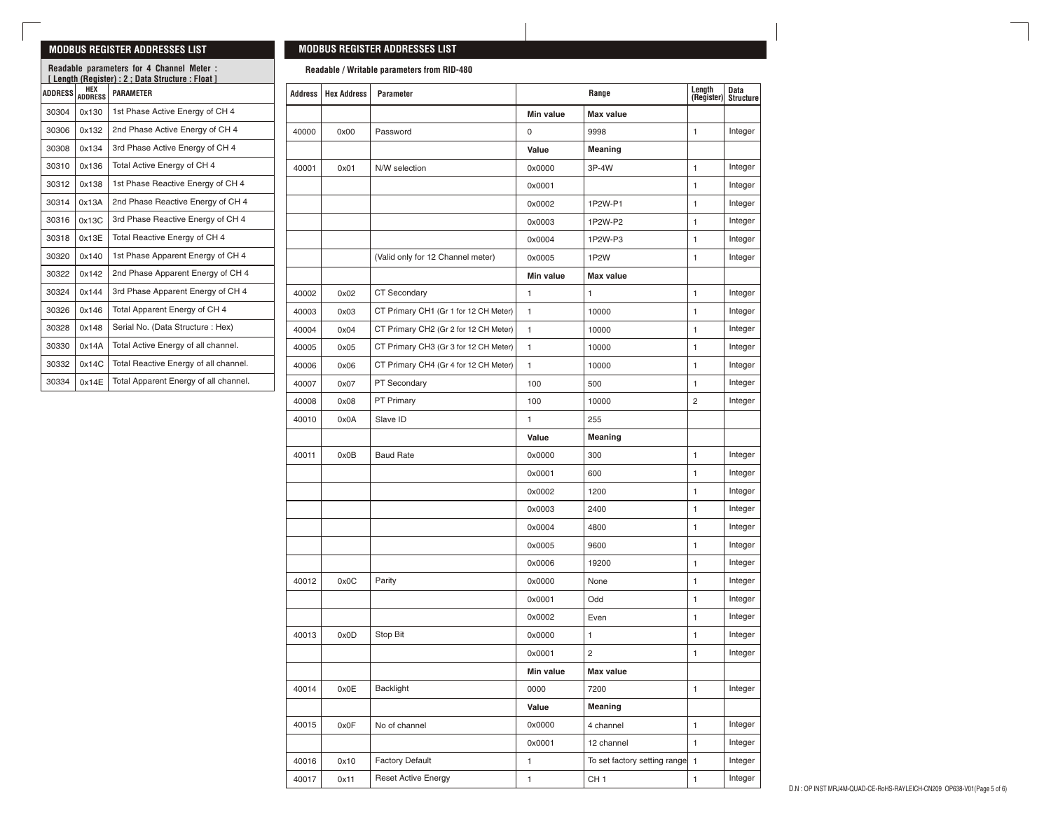## MODBUS REGISTER ADDRESSES LIST

**Readable parameters for 4 Channel Meter :**
**[ Length (Register) : 2 ; Data Structure : Float ]**

| ADDRESS | HEX ADDRESS | PARAMETER |
|---|---|---|
| 30304 | 0x130 | 1st Phase Active Energy of CH 4 |
| 30306 | 0x132 | 2nd Phase Active Energy of CH 4 |
| 30308 | 0x134 | 3rd Phase Active Energy of CH 4 |
| 30310 | 0x136 | Total Active Energy of CH 4 |
| 30312 | 0x138 | 1st Phase Reactive Energy of CH 4 |
| 30314 | 0x13A | 2nd Phase Reactive Energy of CH 4 |
| 30316 | 0x13C | 3rd Phase Reactive Energy of CH 4 |
| 30318 | 0x13E | Total Reactive Energy of CH 4 |
| 30320 | 0x140 | 1st Phase Apparent Energy of CH 4 |
| 30322 | 0x142 | 2nd Phase Apparent Energy of CH 4 |
| 30324 | 0x144 | 3rd Phase Apparent Energy of CH 4 |
| 30326 | 0x146 | Total Apparent Energy of CH 4 |
| 30328 | 0x148 | Serial No. (Data Structure : Hex) |
| 30330 | 0x14A | Total Active Energy of all channel. |
| 30332 | 0x14C | Total Reactive Energy of all channel. |
| 30334 | 0x14E | Total Apparent Energy of all channel. |

## MODBUS REGISTER ADDRESSES LIST

**Readable / Writable parameters from RID-480**

| Address | Hex Address | Parameter | Range | | Length (Register) | Data Structure |
|---|---|---|---|---|---|---|
| | | | **Min value** | **Max value** | | |
| 40000 | 0x00 | Password | 0 | 9998 | 1 | Integer |
| | | | **Value** | **Meaning** | | |
| 40001 | 0x01 | N/W selection | 0x0000 | 3P-4W | 1 | Integer |
| | | | 0x0001 | | 1 | Integer |
| | | | 0x0002 | 1P2W-P1 | 1 | Integer |
| | | | 0x0003 | 1P2W-P2 | 1 | Integer |
| | | | 0x0004 | 1P2W-P3 | 1 | Integer |
| | | (Valid only for 12 Channel meter) | 0x0005 | 1P2W | 1 | Integer |
| | | | **Min value** | **Max value** | | |
| 40002 | 0x02 | CT Secondary | 1 | 1 | 1 | Integer |
| 40003 | 0x03 | CT Primary CH1 (Gr 1 for 12 CH Meter) | 1 | 10000 | 1 | Integer |
| 40004 | 0x04 | CT Primary CH2 (Gr 2 for 12 CH Meter) | 1 | 10000 | 1 | Integer |
| 40005 | 0x05 | CT Primary CH3 (Gr 3 for 12 CH Meter) | 1 | 10000 | 1 | Integer |
| 40006 | 0x06 | CT Primary CH4 (Gr 4 for 12 CH Meter) | 1 | 10000 | 1 | Integer |
| 40007 | 0x07 | PT Secondary | 100 | 500 | 1 | Integer |
| 40008 | 0x08 | PT Primary | 100 | 10000 | 2 | Integer |
| 40010 | 0x0A | Slave ID | 1 | 255 | | |
| | | | **Value** | **Meaning** | | |
| 40011 | 0x0B | Baud Rate | 0x0000 | 300 | 1 | Integer |
| | | | 0x0001 | 600 | 1 | Integer |
| | | | 0x0002 | 1200 | 1 | Integer |
| | | | 0x0003 | 2400 | 1 | Integer |
| | | | 0x0004 | 4800 | 1 | Integer |
| | | | 0x0005 | 9600 | 1 | Integer |
| | | | 0x0006 | 19200 | 1 | Integer |
| 40012 | 0x0C | Parity | 0x0000 | None | 1 | Integer |
| | | | 0x0001 | Odd | 1 | Integer |
| | | | 0x0002 | Even | 1 | Integer |
| 40013 | 0x0D | Stop Bit | 0x0000 | 1 | 1 | Integer |
| | | | 0x0001 | 2 | 1 | Integer |
| | | | **Min value** | **Max value** | | |
| 40014 | 0x0E | Backlight | 0000 | 7200 | 1 | Integer |
| | | | **Value** | **Meaning** | | |
| 40015 | 0x0F | No of channel | 0x0000 | 4 channel | 1 | Integer |
| | | | 0x0001 | 12 channel | 1 | Integer |
| 40016 | 0x10 | Factory Default | 1 | To set factory setting range | 1 | Integer |
| 40017 | 0x11 | Reset Active Energy | 1 | CH 1 | 1 | Integer |

D.N : OP INST MRJ4M-QUAD-CE-RoHS-RAYLEICH-CN209 OP638-V01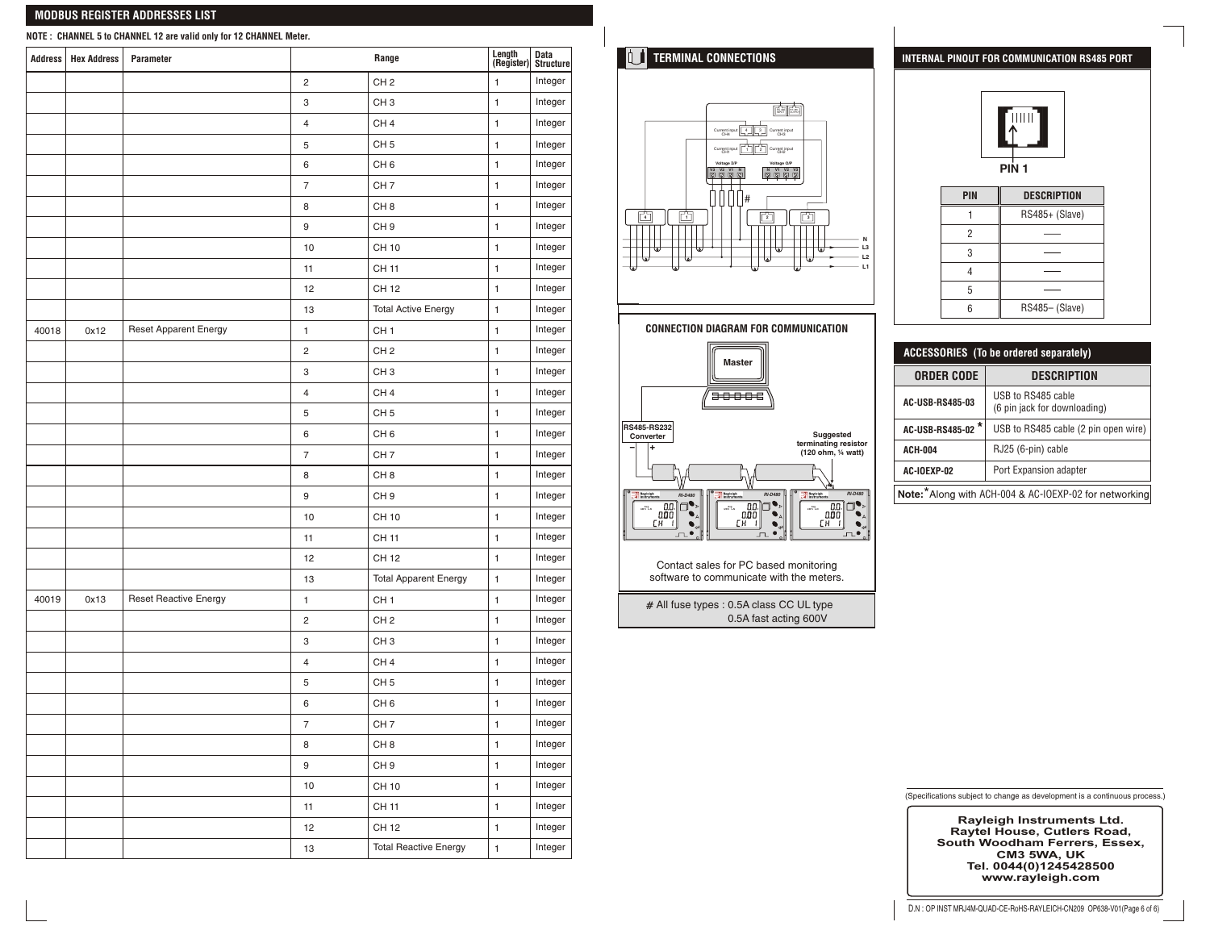## MODBUS REGISTER ADDRESSES LIST

**NOTE : CHANNEL 5 to CHANNEL 12 are valid only for 12 CHANNEL Meter.**

| Address | Hex Address | Parameter | Range | | Length (Register) | Data Structure |
|---|---|---|---|---|---|---|
| | | | 2 | CH 2 | 1 | Integer |
| | | | 3 | CH 3 | 1 | Integer |
| | | | 4 | CH 4 | 1 | Integer |
| | | | 5 | CH 5 | 1 | Integer |
| | | | 6 | CH 6 | 1 | Integer |
| | | | 7 | CH 7 | 1 | Integer |
| | | | 8 | CH 8 | 1 | Integer |
| | | | 9 | CH 9 | 1 | Integer |
| | | | 10 | CH 10 | 1 | Integer |
| | | | 11 | CH 11 | 1 | Integer |
| | | | 12 | CH 12 | 1 | Integer |
| | | | 13 | Total Active Energy | 1 | Integer |
| 40018 | 0x12 | Reset Apparent Energy | 1 | CH 1 | 1 | Integer |
| | | | 2 | CH 2 | 1 | Integer |
| | | | 3 | CH 3 | 1 | Integer |
| | | | 4 | CH 4 | 1 | Integer |
| | | | 5 | CH 5 | 1 | Integer |
| | | | 6 | CH 6 | 1 | Integer |
| | | | 7 | CH 7 | 1 | Integer |
| | | | 8 | CH 8 | 1 | Integer |
| | | | 9 | CH 9 | 1 | Integer |
| | | | 10 | CH 10 | 1 | Integer |
| | | | 11 | CH 11 | 1 | Integer |
| | | | 12 | CH 12 | 1 | Integer |
| | | | 13 | Total Apparent Energy | 1 | Integer |
| 40019 | 0x13 | Reset Reactive Energy | 1 | CH 1 | 1 | Integer |
| | | | 2 | CH 2 | 1 | Integer |
| | | | 3 | CH 3 | 1 | Integer |
| | | | 4 | CH 4 | 1 | Integer |
| | | | 5 | CH 5 | 1 | Integer |
| | | | 6 | CH 6 | 1 | Integer |
| | | | 7 | CH 7 | 1 | Integer |
| | | | 8 | CH 8 | 1 | Integer |
| | | | 9 | CH 9 | 1 | Integer |
| | | | 10 | CH 10 | 1 | Integer |
| | | | 11 | CH 11 | 1 | Integer |
| | | | 12 | CH 12 | 1 | Integer |
| | | | 13 | Total Reactive Energy | 1 | Integer |

## TERMINAL CONNECTIONS

Current input CH4 4 3 Current input CH3

Current input CH1 1 2 Current input CH2

Voltage I/P V3 V2 V1 N

Voltage O/P N V1 V2 V3

#

4 1 2 3

N
L3
L2
L1

## CONNECTION DIAGRAM FOR COMMUNICATION

Master

RS485-RS232 Converter

– +

Suggested terminating resistor (120 ohm, ¼ watt)

Contact sales for PC based monitoring software to communicate with the meters.

# All fuse types : 0.5A class CC UL type
0.5A fast acting 600V

## INTERNAL PINOUT FOR COMMUNICATION RS485 PORT

PIN 1

| PIN | DESCRIPTION |
|---|---|
| 1 | RS485+ (Slave) |
| 2 | —— |
| 3 | —— |
| 4 | —— |
| 5 | —— |
| 6 | RS485– (Slave) |

## ACCESSORIES (To be ordered separately)

| ORDER CODE | DESCRIPTION |
|---|---|
| AC-USB-RS485-03 | USB to RS485 cable (6 pin jack for downloading) |
| AC-USB-RS485-02 * | USB to RS485 cable (2 pin open wire) |
| ACH-004 | RJ25 (6-pin) cable |
| AC-IOEXP-02 | Port Expansion adapter |

**Note:** * Along with ACH-004 & AC-IOEXP-02 for networking

(Specifications subject to change as development is a continuous process.)

**Rayleigh Instruments Ltd.**
**Raytel House, Cutlers Road,**
**South Woodham Ferrers, Essex,**
**CM3 5WA, UK**
**Tel. 0044(0)1245428500**
**www.rayleigh.com**

D.N : OP INST MRJ4M-QUAD-CE-RoHS-RAYLEICH-CN209 OP638-V01